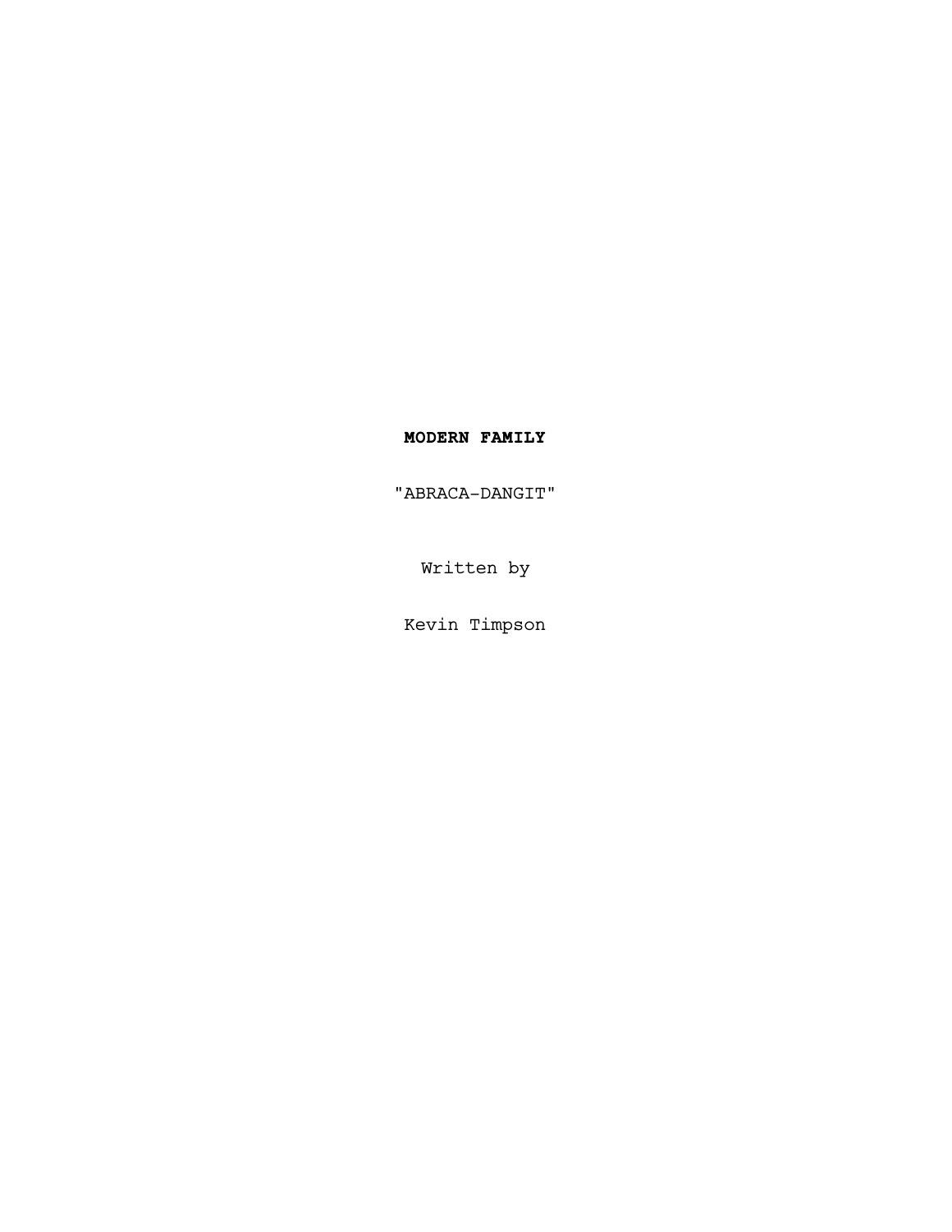**MODERN FAMILY**

"ABRACA-DANGIT"

Written by

Kevin Timpson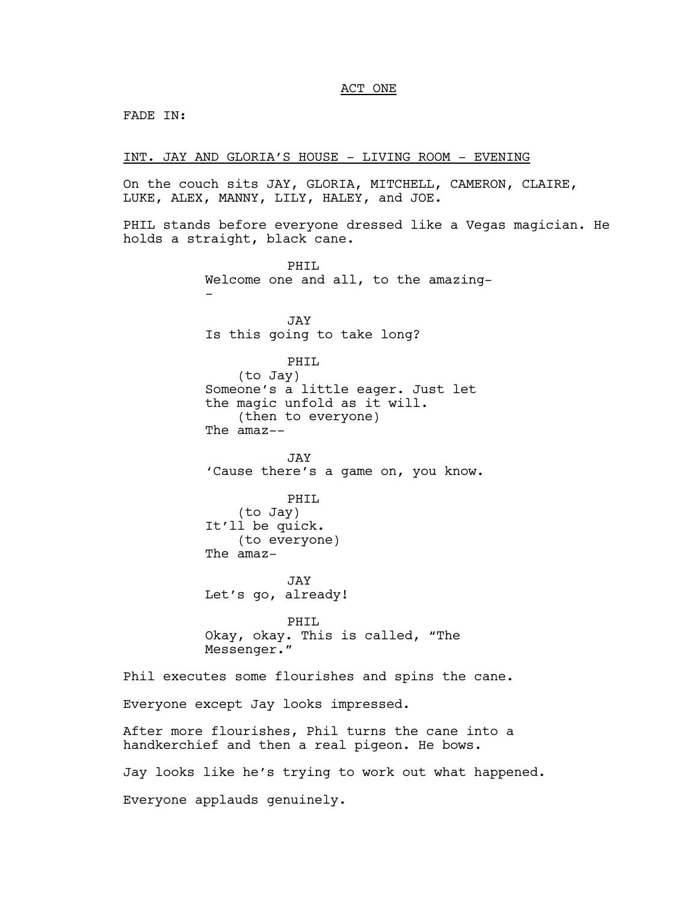ACT ONE

FADE IN:

INT. JAY AND GLORIA'S HOUSE - LIVING ROOM - EVENING

On the couch sits JAY, GLORIA, MITCHELL, CAMERON, CLAIRE, LUKE, ALEX, MANNY, LILY, HALEY, and JOE.

PHIL stands before everyone dressed like a Vegas magician. He holds a straight, black cane.

PHIL
Welcome one and all, to the amazing--

JAY
Is this going to take long?

PHIL
(to Jay)
Someone's a little eager. Just let the magic unfold as it will.
(then to everyone)
The amaz--

JAY
'Cause there's a game on, you know.

PHIL
(to Jay)
It'll be quick.
(to everyone)
The amaz-

JAY
Let's go, already!

PHIL
Okay, okay. This is called, "The Messenger."

Phil executes some flourishes and spins the cane.

Everyone except Jay looks impressed.

After more flourishes, Phil turns the cane into a handkerchief and then a real pigeon. He bows.

Jay looks like he's trying to work out what happened.

Everyone applauds genuinely.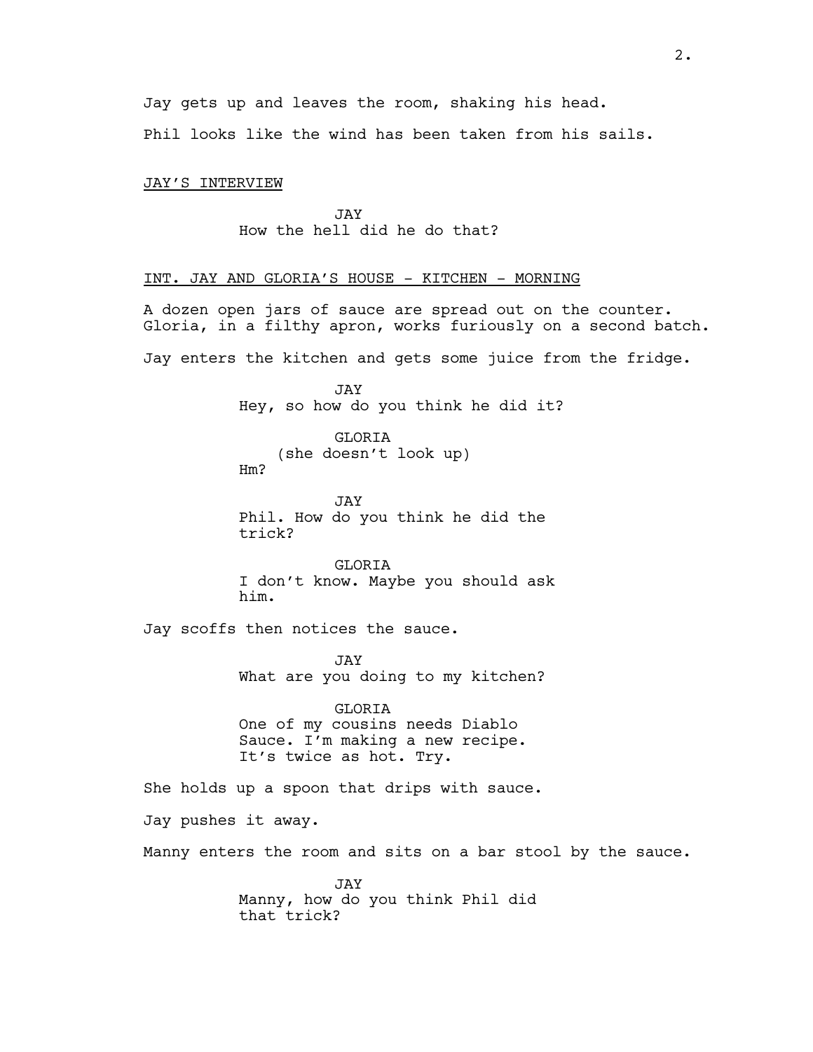Jay gets up and leaves the room, shaking his head.

Phil looks like the wind has been taken from his sails.

JAY'S INTERVIEW

JAY
How the hell did he do that?

INT. JAY AND GLORIA'S HOUSE - KITCHEN - MORNING

A dozen open jars of sauce are spread out on the counter. Gloria, in a filthy apron, works furiously on a second batch.

Jay enters the kitchen and gets some juice from the fridge.

JAY
Hey, so how do you think he did it?

GLORIA
(she doesn't look up)
Hm?

JAY
Phil. How do you think he did the trick?

GLORIA
I don't know. Maybe you should ask him.

Jay scoffs then notices the sauce.

JAY
What are you doing to my kitchen?

GLORIA
One of my cousins needs Diablo Sauce. I'm making a new recipe. It's twice as hot. Try.

She holds up a spoon that drips with sauce.

Jay pushes it away.

Manny enters the room and sits on a bar stool by the sauce.

JAY
Manny, how do you think Phil did that trick?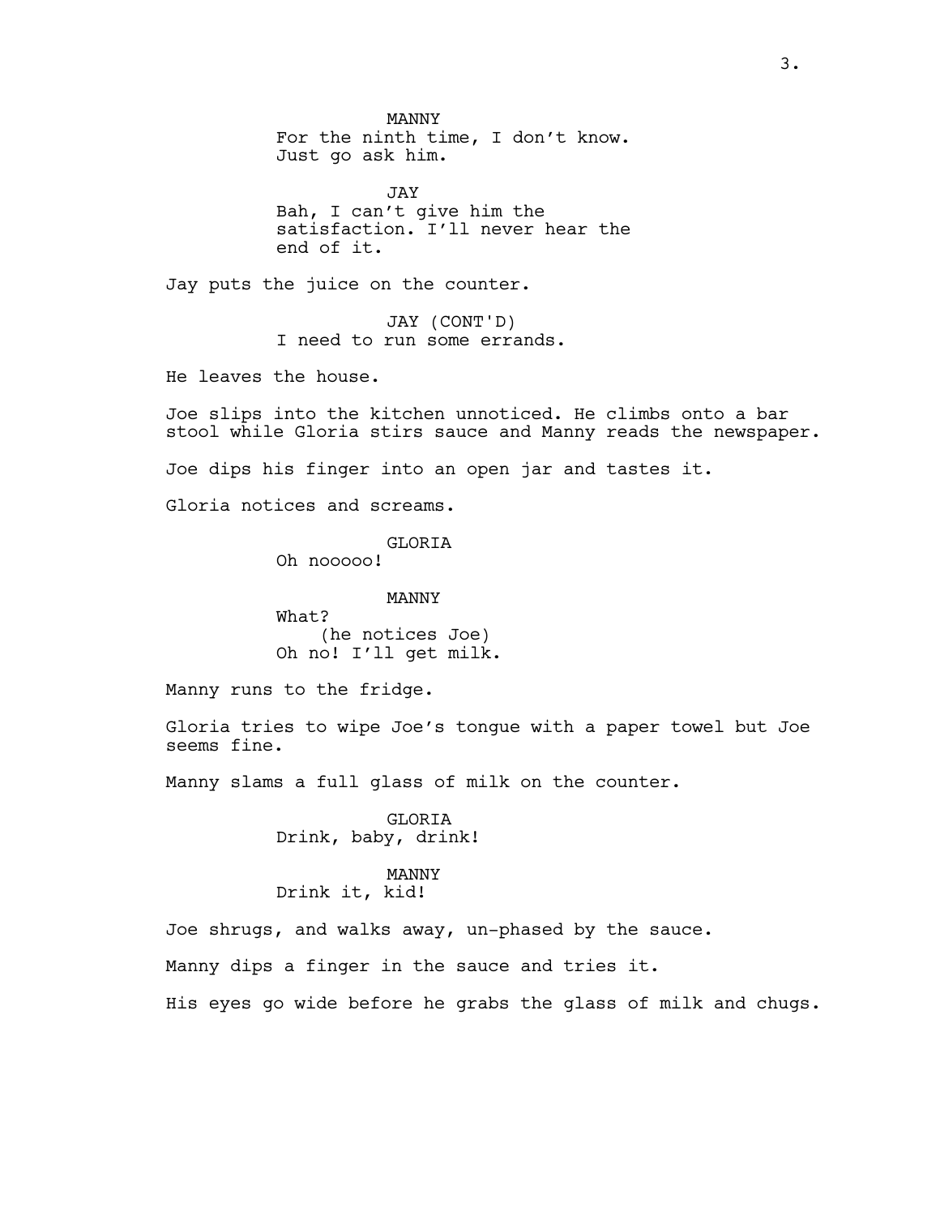MANNY
For the ninth time, I don't know.
Just go ask him.

JAY
Bah, I can't give him the satisfaction. I'll never hear the end of it.

Jay puts the juice on the counter.

JAY (CONT'D)
I need to run some errands.

He leaves the house.

Joe slips into the kitchen unnoticed. He climbs onto a bar stool while Gloria stirs sauce and Manny reads the newspaper.

Joe dips his finger into an open jar and tastes it.

Gloria notices and screams.

GLORIA
Oh nooooo!

MANNY
What?
(he notices Joe)
Oh no! I'll get milk.

Manny runs to the fridge.

Gloria tries to wipe Joe's tongue with a paper towel but Joe seems fine.

Manny slams a full glass of milk on the counter.

GLORIA
Drink, baby, drink!

MANNY
Drink it, kid!

Joe shrugs, and walks away, un-phased by the sauce.

Manny dips a finger in the sauce and tries it.

His eyes go wide before he grabs the glass of milk and chugs.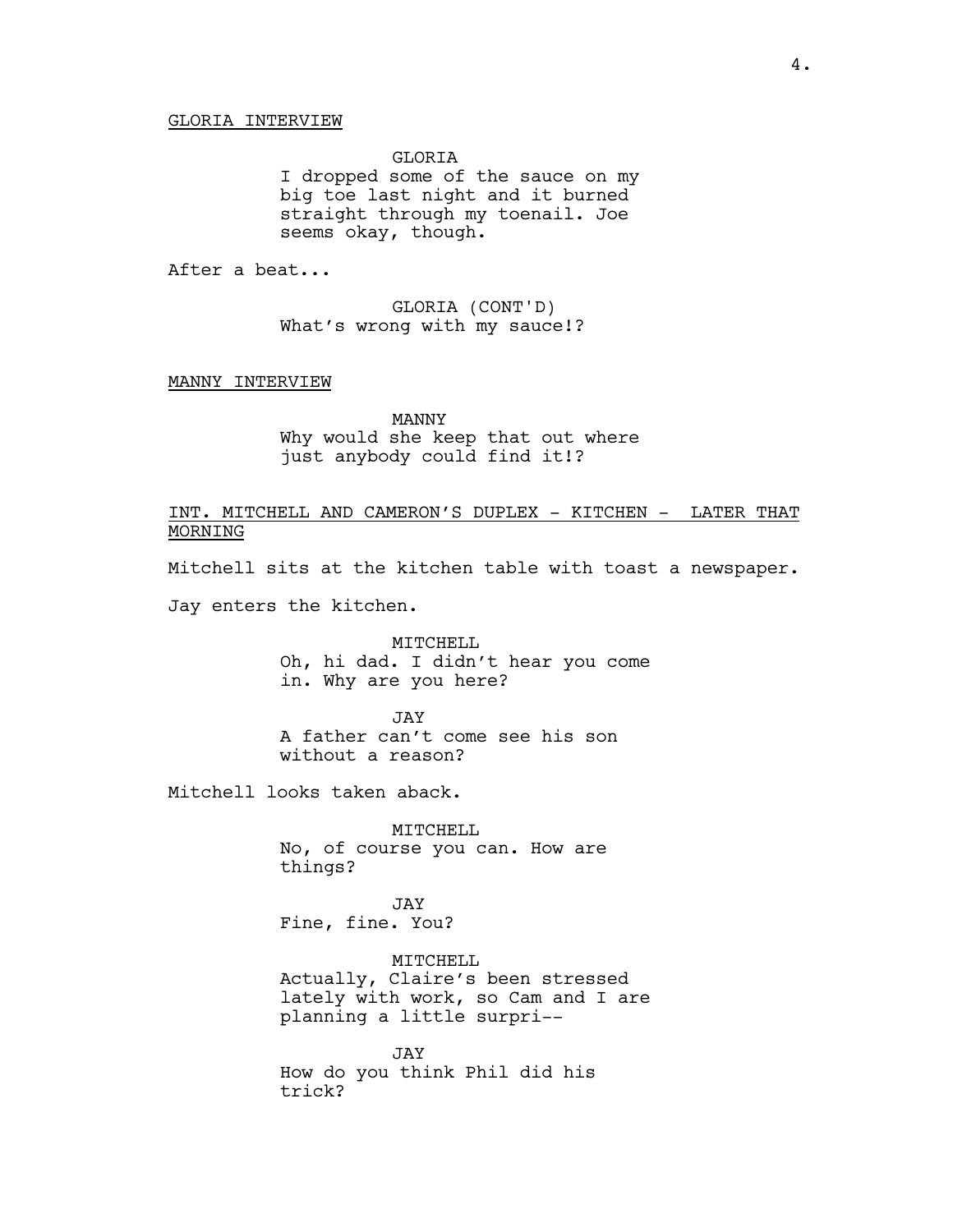GLORIA INTERVIEW

GLORIA
I dropped some of the sauce on my big toe last night and it burned straight through my toenail. Joe seems okay, though.

After a beat...

GLORIA (CONT'D)
What's wrong with my sauce!?

MANNY INTERVIEW

MANNY
Why would she keep that out where just anybody could find it!?

INT. MITCHELL AND CAMERON'S DUPLEX - KITCHEN - LATER THAT MORNING

Mitchell sits at the kitchen table with toast a newspaper.

Jay enters the kitchen.

MITCHELL
Oh, hi dad. I didn't hear you come in. Why are you here?

JAY
A father can't come see his son without a reason?

Mitchell looks taken aback.

MITCHELL
No, of course you can. How are things?

JAY
Fine, fine. You?

MITCHELL
Actually, Claire's been stressed lately with work, so Cam and I are planning a little surpri--

JAY
How do you think Phil did his trick?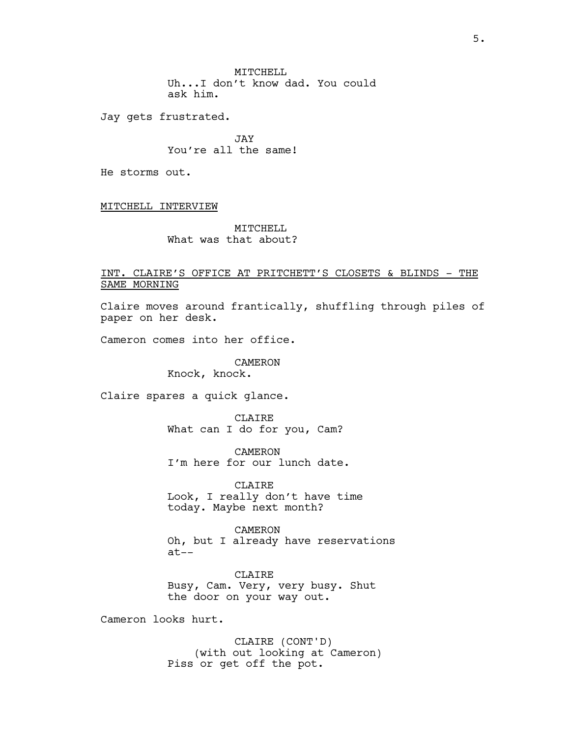MITCHELL
Uh...I don't know dad. You could ask him.

Jay gets frustrated.

JAY
You're all the same!

He storms out.

MITCHELL INTERVIEW

MITCHELL
What was that about?

INT. CLAIRE'S OFFICE AT PRITCHETT'S CLOSETS & BLINDS - THE SAME MORNING

Claire moves around frantically, shuffling through piles of paper on her desk.

Cameron comes into her office.

CAMERON
Knock, knock.

Claire spares a quick glance.

CLAIRE
What can I do for you, Cam?

CAMERON
I'm here for our lunch date.

CLAIRE
Look, I really don't have time today. Maybe next month?

CAMERON
Oh, but I already have reservations at--

CLAIRE
Busy, Cam. Very, very busy. Shut the door on your way out.

Cameron looks hurt.

CLAIRE (CONT'D)
(with out looking at Cameron)
Piss or get off the pot.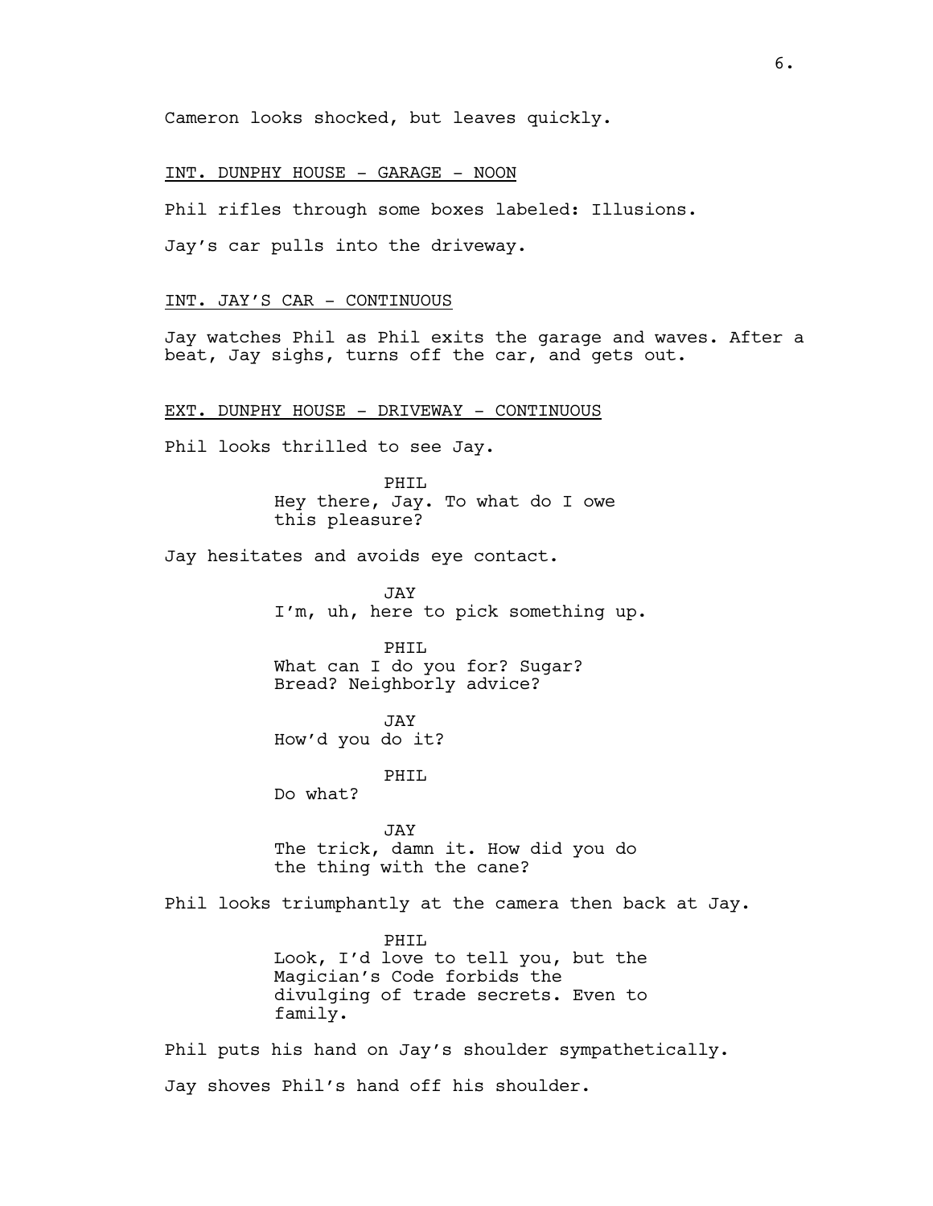Cameron looks shocked, but leaves quickly.

INT. DUNPHY HOUSE - GARAGE - NOON

Phil rifles through some boxes labeled: Illusions.

Jay's car pulls into the driveway.

INT. JAY'S CAR - CONTINUOUS

Jay watches Phil as Phil exits the garage and waves. After a beat, Jay sighs, turns off the car, and gets out.

EXT. DUNPHY HOUSE - DRIVEWAY - CONTINUOUS

Phil looks thrilled to see Jay.

PHIL
Hey there, Jay. To what do I owe this pleasure?

Jay hesitates and avoids eye contact.

JAY
I'm, uh, here to pick something up.

PHIL
What can I do you for? Sugar? Bread? Neighborly advice?

JAY
How'd you do it?

PHIL
Do what?

JAY
The trick, damn it. How did you do the thing with the cane?

Phil looks triumphantly at the camera then back at Jay.

PHIL
Look, I'd love to tell you, but the Magician's Code forbids the divulging of trade secrets. Even to family.

Phil puts his hand on Jay's shoulder sympathetically.

Jay shoves Phil's hand off his shoulder.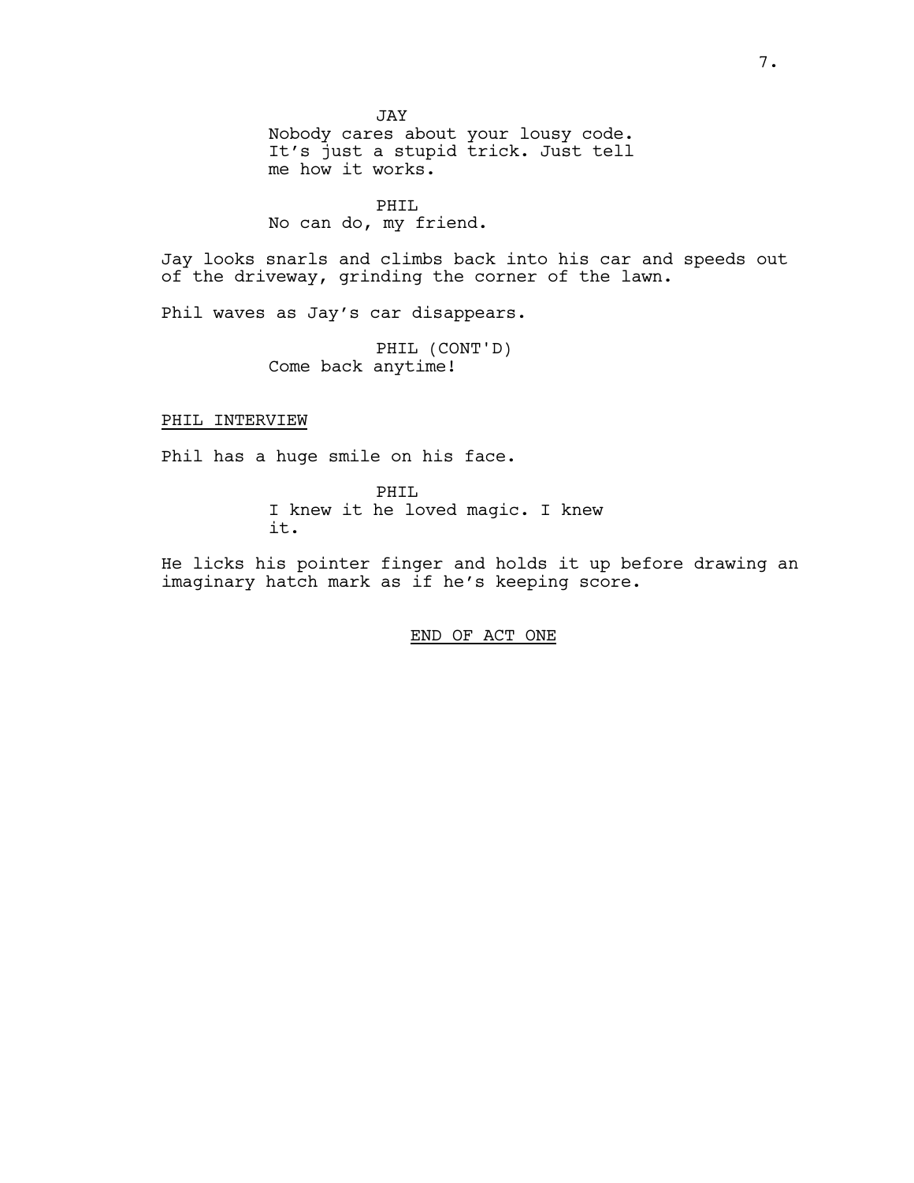JAY

Nobody cares about your lousy code. It's just a stupid trick. Just tell me how it works.

PHIL

No can do, my friend.

Jay looks snarls and climbs back into his car and speeds out of the driveway, grinding the corner of the lawn.

Phil waves as Jay's car disappears.

PHIL (CONT'D)

Come back anytime!

<u>PHIL INTERVIEW</u>

Phil has a huge smile on his face.

PHIL

I knew it he loved magic. I knew it.

He licks his pointer finger and holds it up before drawing an imaginary hatch mark as if he's keeping score.

<u>END OF ACT ONE</u>